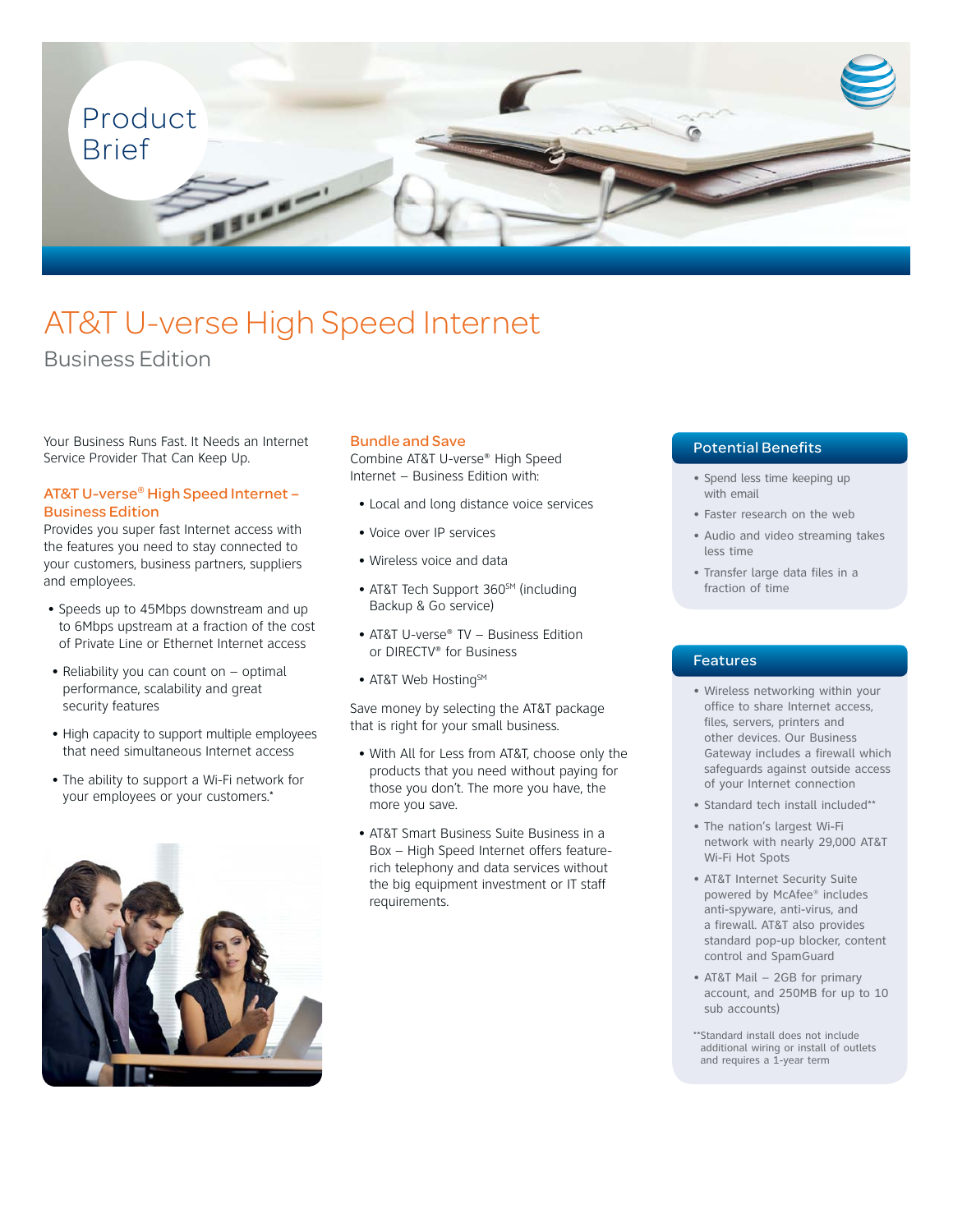Product Brief

# AT&T U-verse High Speed Internet

## Business Edition

Your Business Runs Fast. It Needs an Internet Service Provider That Can Keep Up.

### AT&T U-verse® High Speed Internet – Business Edition

Provides you super fast Internet access with the features you need to stay connected to your customers, business partners, suppliers and employees.

- Speeds up to 45Mbps downstream and up to 6Mbps upstream at a fraction of the cost of Private Line or Ethernet Internet access
- Reliability you can count on – optimal performance, scalability and great security features
- High capacity to support multiple employees that need simultaneous Internet access
- The ability to support a Wi-Fi network for your employees or your customers.*

### Bundle and Save

Combine AT&T U-verse® High Speed Internet – Business Edition with:

- Local and long distance voice services
- Voice over IP services
- Wireless voice and data
- AT&T Tech Support 360SM (including Backup & Go service)
- AT&T U-verse® TV – Business Edition or DIRECTV® for Business
- AT&T Web HostingSM

Save money by selecting the AT&T package that is right for your small business.

- With All for Less from AT&T, choose only the products that you need without paying for those you don't. The more you have, the more you save.
- AT&T Smart Business Suite Business in a Box – High Speed Internet offers feature-rich telephony and data services without the big equipment investment or IT staff requirements.

### Potential Benefits

- Spend less time keeping up with email
- Faster research on the web
- Audio and video streaming takes less time
- Transfer large data files in a fraction of time

### Features

- Wireless networking within your office to share Internet access, files, servers, printers and other devices. Our Business Gateway includes a firewall which safeguards against outside access of your Internet connection
- Standard tech install included**
- The nation's largest Wi-Fi network with nearly 29,000 AT&T Wi-Fi Hot Spots
- AT&T Internet Security Suite powered by McAfee® includes anti-spyware, anti-virus, and a firewall. AT&T also provides standard pop-up blocker, content control and SpamGuard
- AT&T Mail – 2GB for primary account, and 250MB for up to 10 sub accounts)

**Standard install does not include additional wiring or install of outlets and requires a 1-year term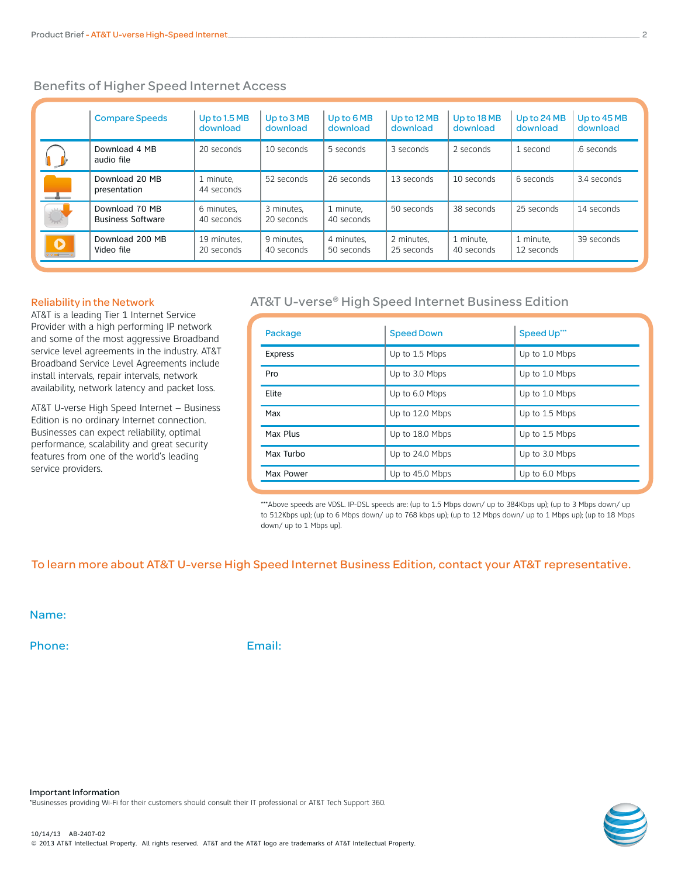## Benefits of Higher Speed Internet Access

| | Compare Speeds | Up to 1.5 MB download | Up to 3 MB download | Up to 6 MB download | Up to 12 MB download | Up to 18 MB download | Up to 24 MB download | Up to 45 MB download |
|---|---|---|---|---|---|---|---|---|
| | Download 4 MB audio file | 20 seconds | 10 seconds | 5 seconds | 3 seconds | 2 seconds | 1 second | .6 seconds |
| | Download 20 MB presentation | 1 minute, 44 seconds | 52 seconds | 26 seconds | 13 seconds | 10 seconds | 6 seconds | 3.4 seconds |
| | Download 70 MB Business Software | 6 minutes, 40 seconds | 3 minutes, 20 seconds | 1 minute, 40 seconds | 50 seconds | 38 seconds | 25 seconds | 14 seconds |
| | Download 200 MB Video file | 19 minutes, 20 seconds | 9 minutes, 40 seconds | 4 minutes, 50 seconds | 2 minutes, 25 seconds | 1 minute, 40 seconds | 1 minute, 12 seconds | 39 seconds |

### Reliability in the Network

AT&T is a leading Tier 1 Internet Service Provider with a high performing IP network and some of the most aggressive Broadband service level agreements in the industry. AT&T Broadband Service Level Agreements include install intervals, repair intervals, network availability, network latency and packet loss.

AT&T U-verse High Speed Internet – Business Edition is no ordinary Internet connection. Businesses can expect reliability, optimal performance, scalability and great security features from one of the world's leading service providers.

## AT&T U-verse® High Speed Internet Business Edition

| Package | Speed Down | Speed Up*** |
|---|---|---|
| Express | Up to 1.5 Mbps | Up to 1.0 Mbps |
| Pro | Up to 3.0 Mbps | Up to 1.0 Mbps |
| Elite | Up to 6.0 Mbps | Up to 1.0 Mbps |
| Max | Up to 12.0 Mbps | Up to 1.5 Mbps |
| Max Plus | Up to 18.0 Mbps | Up to 1.5 Mbps |
| Max Turbo | Up to 24.0 Mbps | Up to 3.0 Mbps |
| Max Power | Up to 45.0 Mbps | Up to 6.0 Mbps |

***Above speeds are VDSL. IP-DSL speeds are: (up to 1.5 Mbps down/ up to 384Kbps up); (up to 3 Mbps down/ up to 512Kbps up); (up to 6 Mbps down/ up to 768 kbps up); (up to 12 Mbps down/ up to 1 Mbps up); (up to 18 Mbps down/ up to 1 Mbps up).

**To learn more about AT&T U-verse High Speed Internet Business Edition, contact your AT&T representative.**

Name:

Phone: Email:

**Important Information**

*Businesses providing Wi-Fi for their customers should consult their IT professional or AT&T Tech Support 360.

10/14/13 AB-2407-02

© 2013 AT&T Intellectual Property. All rights reserved. AT&T and the AT&T logo are trademarks of AT&T Intellectual Property.